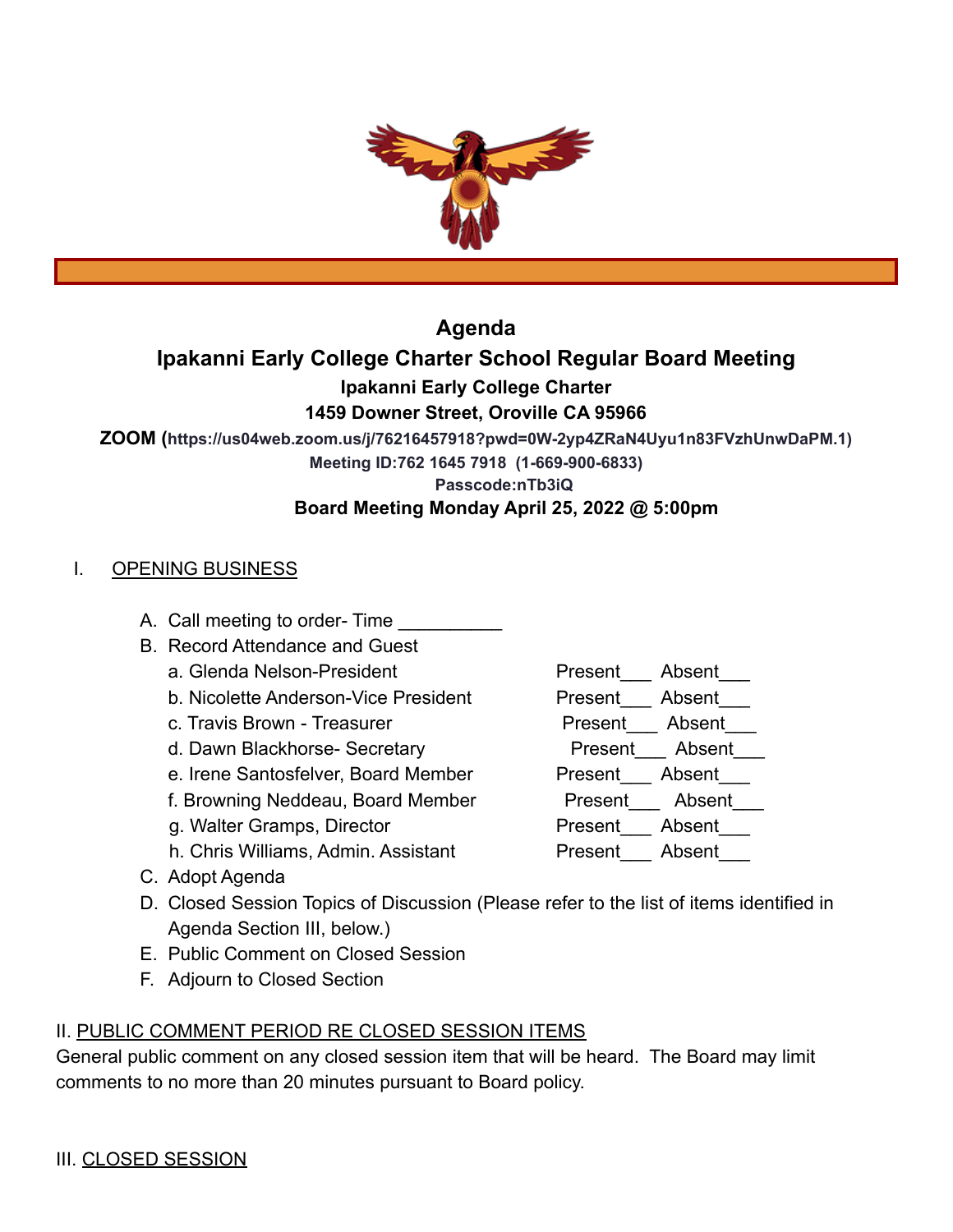# Agenda

## Ipakanni Early College Charter School Regular Board Meeting

**Ipakanni Early College Charter**

**1459 Downer Street, Oroville CA 95966**

**ZOOM (https://us04web.zoom.us/j/76216457918?pwd=0W-2yp4ZRaN4Uyu1n83FVzhUnwDaPM.1)**

**Meeting ID:762 1645 7918 (1-669-900-6833)**

**Passcode:nTb3iQ**

**Board Meeting Monday April 25, 2022 @ 5:00pm**

I. OPENING BUSINESS

A. Call meeting to order- Time __________

B. Record Attendance and Guest

| | | |
|---|---|---|
| a. Glenda Nelson-President | Present___ | Absent___ |
| b. Nicolette Anderson-Vice President | Present___ | Absent___ |
| c. Travis Brown - Treasurer | Present___ | Absent___ |
| d. Dawn Blackhorse- Secretary | Present___ | Absent___ |
| e. Irene Santosfelver, Board Member | Present___ | Absent___ |
| f. Browning Neddeau, Board Member | Present___ | Absent___ |
| g. Walter Gramps, Director | Present___ | Absent___ |
| h. Chris Williams, Admin. Assistant | Present___ | Absent___ |

C. Adopt Agenda

D. Closed Session Topics of Discussion (Please refer to the list of items identified in Agenda Section III, below.)

E. Public Comment on Closed Session

F. Adjourn to Closed Section

II. PUBLIC COMMENT PERIOD RE CLOSED SESSION ITEMS

General public comment on any closed session item that will be heard. The Board may limit comments to no more than 20 minutes pursuant to Board policy.

III. CLOSED SESSION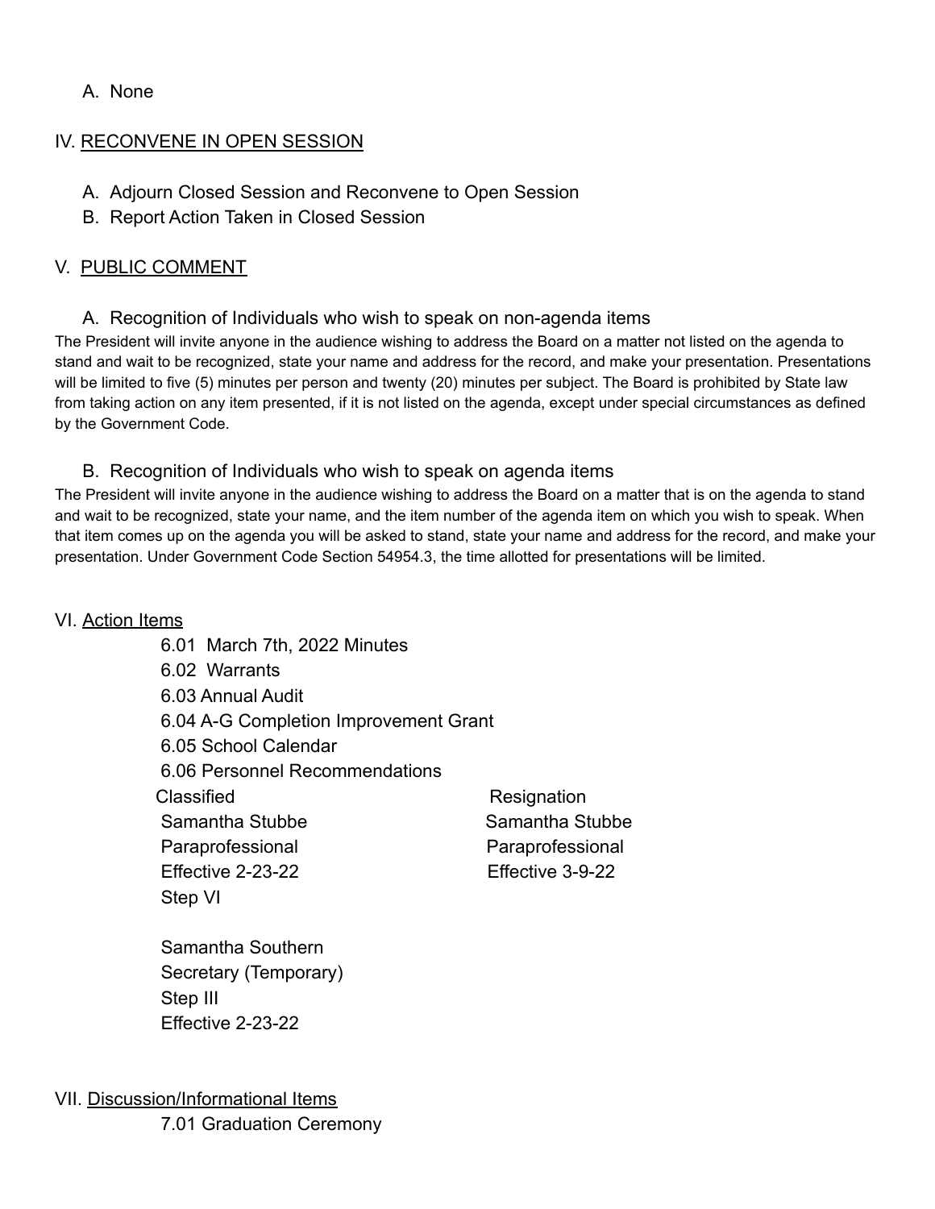A. None

## IV. RECONVENE IN OPEN SESSION

A. Adjourn Closed Session and Reconvene to Open Session
B. Report Action Taken in Closed Session

## V. PUBLIC COMMENT

A. Recognition of Individuals who wish to speak on non-agenda items

The President will invite anyone in the audience wishing to address the Board on a matter not listed on the agenda to stand and wait to be recognized, state your name and address for the record, and make your presentation. Presentations will be limited to five (5) minutes per person and twenty (20) minutes per subject. The Board is prohibited by State law from taking action on any item presented, if it is not listed on the agenda, except under special circumstances as defined by the Government Code.

B. Recognition of Individuals who wish to speak on agenda items

The President will invite anyone in the audience wishing to address the Board on a matter that is on the agenda to stand and wait to be recognized, state your name, and the item number of the agenda item on which you wish to speak. When that item comes up on the agenda you will be asked to stand, state your name and address for the record, and make your presentation. Under Government Code Section 54954.3, the time allotted for presentations will be limited.

## VI. Action Items

6.01 March 7th, 2022 Minutes
6.02 Warrants
6.03 Annual Audit
6.04 A-G Completion Improvement Grant
6.05 School Calendar
6.06 Personnel Recommendations

| Classified | Resignation |
|---|---|
| Samantha Stubbe | Samantha Stubbe |
| Paraprofessional | Paraprofessional |
| Effective 2-23-22 | Effective 3-9-22 |
| Step VI | |
| | |
| Samantha Southern | |
| Secretary (Temporary) | |
| Step III | |
| Effective 2-23-22 | |

## VII. Discussion/Informational Items

7.01 Graduation Ceremony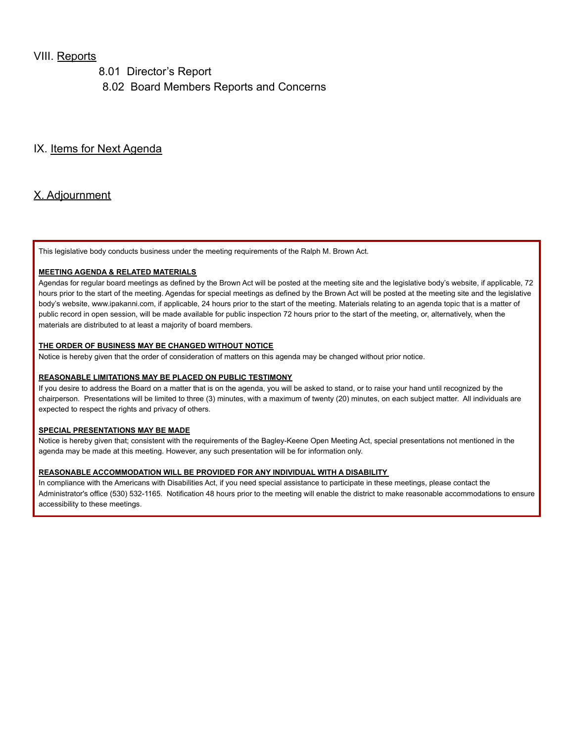## VIII. Reports

8.01 Director's Report

8.02 Board Members Reports and Concerns

## IX. Items for Next Agenda

## X. Adjournment

This legislative body conducts business under the meeting requirements of the Ralph M. Brown Act.

**MEETING AGENDA & RELATED MATERIALS**

Agendas for regular board meetings as defined by the Brown Act will be posted at the meeting site and the legislative body's website, if applicable, 72 hours prior to the start of the meeting. Agendas for special meetings as defined by the Brown Act will be posted at the meeting site and the legislative body's website, www.ipakanni.com, if applicable, 24 hours prior to the start of the meeting. Materials relating to an agenda topic that is a matter of public record in open session, will be made available for public inspection 72 hours prior to the start of the meeting, or, alternatively, when the materials are distributed to at least a majority of board members.

**THE ORDER OF BUSINESS MAY BE CHANGED WITHOUT NOTICE**

Notice is hereby given that the order of consideration of matters on this agenda may be changed without prior notice.

**REASONABLE LIMITATIONS MAY BE PLACED ON PUBLIC TESTIMONY**

If you desire to address the Board on a matter that is on the agenda, you will be asked to stand, or to raise your hand until recognized by the chairperson. Presentations will be limited to three (3) minutes, with a maximum of twenty (20) minutes, on each subject matter. All individuals are expected to respect the rights and privacy of others.

**SPECIAL PRESENTATIONS MAY BE MADE**

Notice is hereby given that; consistent with the requirements of the Bagley-Keene Open Meeting Act, special presentations not mentioned in the agenda may be made at this meeting. However, any such presentation will be for information only.

**REASONABLE ACCOMMODATION WILL BE PROVIDED FOR ANY INDIVIDUAL WITH A DISABILITY**

In compliance with the Americans with Disabilities Act, if you need special assistance to participate in these meetings, please contact the Administrator's office (530) 532-1165. Notification 48 hours prior to the meeting will enable the district to make reasonable accommodations to ensure accessibility to these meetings.